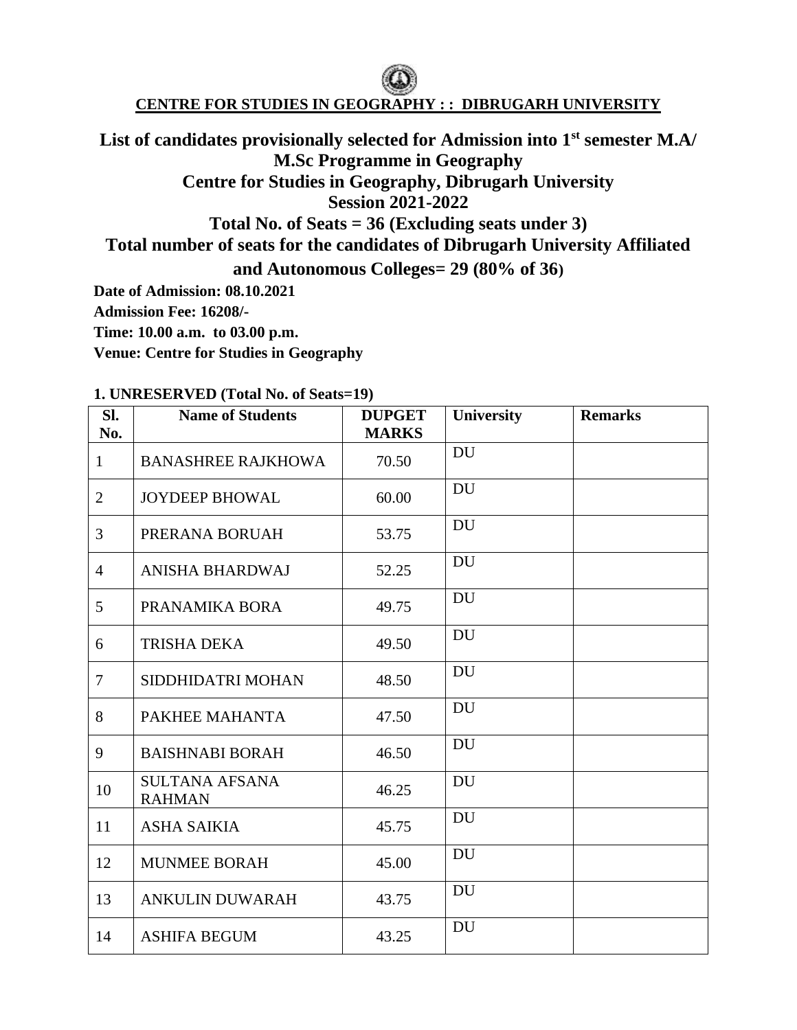## CENTRE FOR STUDIES IN GEOGRAPHY : : DIBRUGARH UNIVERSITY

# List of candidates provisionally selected for Admission into 1st semester M.A/ M.Sc Programme in Geography

## Centre for Studies in Geography, Dibrugarh University

## Session 2021-2022

## Total No. of Seats = 36 (Excluding seats under 3)

## Total number of seats for the candidates of Dibrugarh University Affiliated and Autonomous Colleges= 29 (80% of 36)

**Date of Admission: 08.10.2021**

**Admission Fee: 16208/-**

**Time: 10.00 a.m. to 03.00 p.m.**

**Venue: Centre for Studies in Geography**

**1. UNRESERVED (Total No. of Seats=19)**

| Sl. No. | Name of Students | DUPGET MARKS | University | Remarks |
|---|---|---|---|---|
| 1 | BANASHREE RAJKHOWA | 70.50 | DU | |
| 2 | JOYDEEP BHOWAL | 60.00 | DU | |
| 3 | PRERANA BORUAH | 53.75 | DU | |
| 4 | ANISHA BHARDWAJ | 52.25 | DU | |
| 5 | PRANAMIKA BORA | 49.75 | DU | |
| 6 | TRISHA DEKA | 49.50 | DU | |
| 7 | SIDDHIDATRI MOHAN | 48.50 | DU | |
| 8 | PAKHEE MAHANTA | 47.50 | DU | |
| 9 | BAISHNABI BORAH | 46.50 | DU | |
| 10 | SULTANA AFSANA RAHMAN | 46.25 | DU | |
| 11 | ASHA SAIKIA | 45.75 | DU | |
| 12 | MUNMEE BORAH | 45.00 | DU | |
| 13 | ANKULIN DUWARAH | 43.75 | DU | |
| 14 | ASHIFA BEGUM | 43.25 | DU | |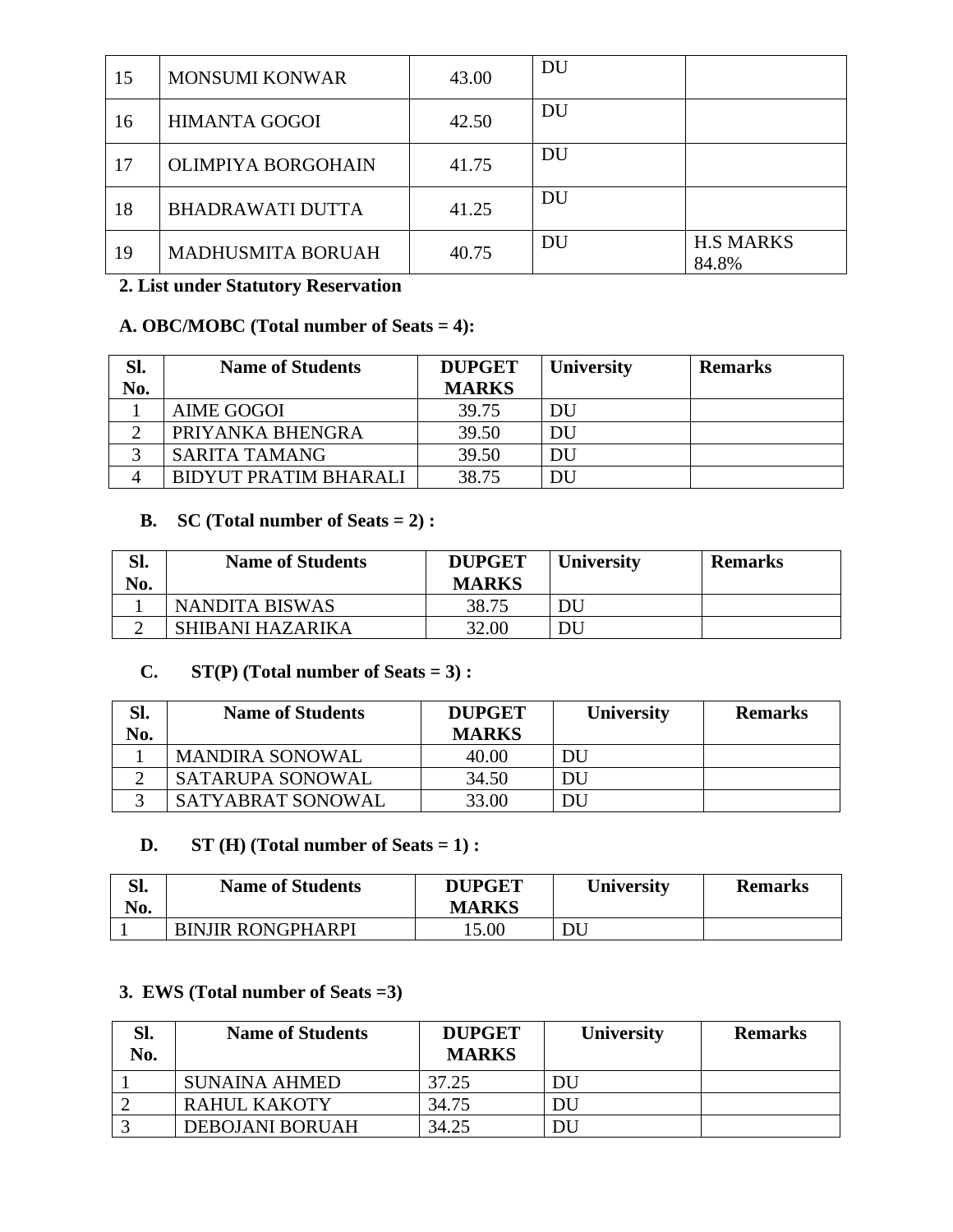| 15 | MONSUMI KONWAR | 43.00 | DU | |
|---|---|---|---|---|
| 16 | HIMANTA GOGOI | 42.50 | DU | |
| 17 | OLIMPIYA BORGOHAIN | 41.75 | DU | |
| 18 | BHADRAWATI DUTTA | 41.25 | DU | |
| 19 | MADHUSMITA BORUAH | 40.75 | DU | H.S MARKS 84.8% |

**2. List under Statutory Reservation**

**A. OBC/MOBC (Total number of Seats = 4):**

| Sl. No. | Name of Students | DUPGET MARKS | University | Remarks |
|---|---|---|---|---|
| 1 | AIME GOGOI | 39.75 | DU | |
| 2 | PRIYANKA BHENGRA | 39.50 | DU | |
| 3 | SARITA TAMANG | 39.50 | DU | |
| 4 | BIDYUT PRATIM BHARALI | 38.75 | DU | |

**B. SC (Total number of Seats = 2) :**

| Sl. No. | Name of Students | DUPGET MARKS | University | Remarks |
|---|---|---|---|---|
| 1 | NANDITA BISWAS | 38.75 | DU | |
| 2 | SHIBANI HAZARIKA | 32.00 | DU | |

**C. ST(P) (Total number of Seats = 3) :**

| Sl. No. | Name of Students | DUPGET MARKS | University | Remarks |
|---|---|---|---|---|
| 1 | MANDIRA SONOWAL | 40.00 | DU | |
| 2 | SATARUPA SONOWAL | 34.50 | DU | |
| 3 | SATYABRAT SONOWAL | 33.00 | DU | |

**D. ST (H) (Total number of Seats = 1) :**

| Sl. No. | Name of Students | DUPGET MARKS | University | Remarks |
|---|---|---|---|---|
| 1 | BINJIR RONGPHARPI | 15.00 | DU | |

**3. EWS (Total number of Seats =3)**

| Sl. No. | Name of Students | DUPGET MARKS | University | Remarks |
|---|---|---|---|---|
| 1 | SUNAINA AHMED | 37.25 | DU | |
| 2 | RAHUL KAKOTY | 34.75 | DU | |
| 3 | DEBOJANI BORUAH | 34.25 | DU | |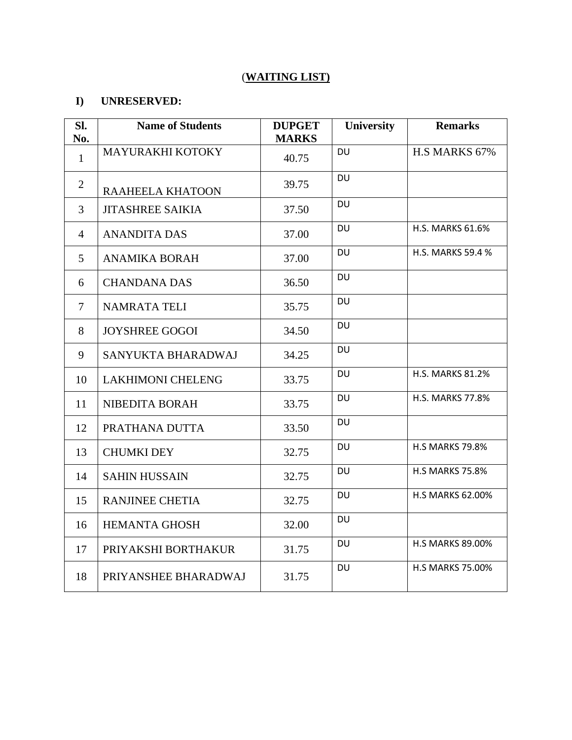# (WAITING LIST)

## I) UNRESERVED:

| Sl. No. | Name of Students | DUPGET MARKS | University | Remarks |
|---|---|---|---|---|
| 1 | MAYURAKHI KOTOKY | 40.75 | DU | H.S MARKS 67% |
| 2 | RAAHEELA KHATOON | 39.75 | DU | |
| 3 | JITASHREE SAIKIA | 37.50 | DU | |
| 4 | ANANDITA DAS | 37.00 | DU | H.S. MARKS 61.6% |
| 5 | ANAMIKA BORAH | 37.00 | DU | H.S. MARKS 59.4 % |
| 6 | CHANDANA DAS | 36.50 | DU | |
| 7 | NAMRATA TELI | 35.75 | DU | |
| 8 | JOYSHREE GOGOI | 34.50 | DU | |
| 9 | SANYUKTA BHARADWAJ | 34.25 | DU | |
| 10 | LAKHIMONI CHELENG | 33.75 | DU | H.S. MARKS 81.2% |
| 11 | NIBEDITA BORAH | 33.75 | DU | H.S. MARKS 77.8% |
| 12 | PRATHANA DUTTA | 33.50 | DU | |
| 13 | CHUMKI DEY | 32.75 | DU | H.S MARKS 79.8% |
| 14 | SAHIN HUSSAIN | 32.75 | DU | H.S MARKS 75.8% |
| 15 | RANJINEE CHETIA | 32.75 | DU | H.S MARKS 62.00% |
| 16 | HEMANTA GHOSH | 32.00 | DU | |
| 17 | PRIYAKSHI BORTHAKUR | 31.75 | DU | H.S MARKS 89.00% |
| 18 | PRIYANSHEE BHARADWAJ | 31.75 | DU | H.S MARKS 75.00% |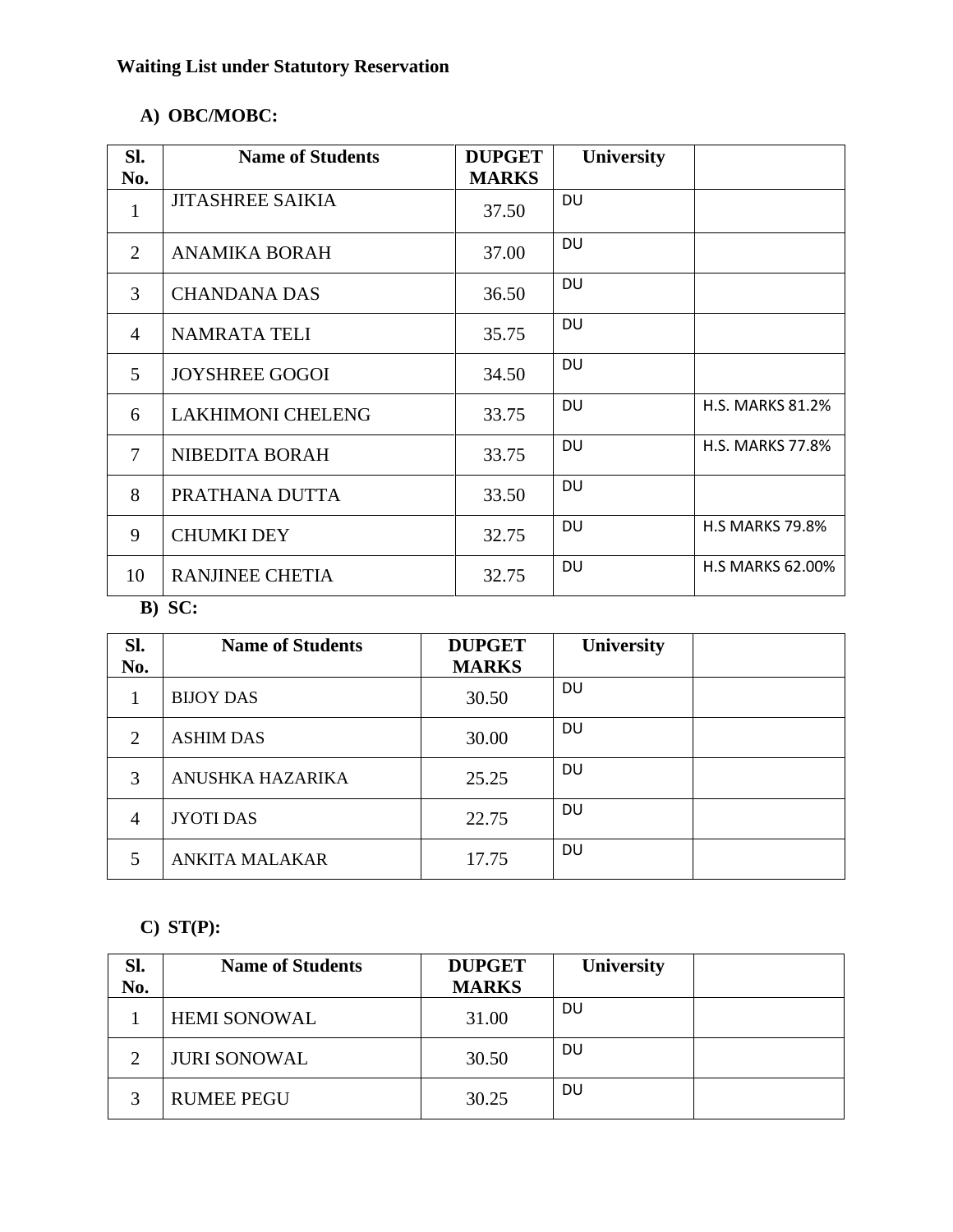**Waiting List under Statutory Reservation**

**A) OBC/MOBC:**

| Sl. No. | Name of Students | DUPGET MARKS | University | |
|---|---|---|---|---|
| 1 | JITASHREE SAIKIA | 37.50 | DU | |
| 2 | ANAMIKA BORAH | 37.00 | DU | |
| 3 | CHANDANA DAS | 36.50 | DU | |
| 4 | NAMRATA TELI | 35.75 | DU | |
| 5 | JOYSHREE GOGOI | 34.50 | DU | |
| 6 | LAKHIMONI CHELENG | 33.75 | DU | H.S. MARKS 81.2% |
| 7 | NIBEDITA BORAH | 33.75 | DU | H.S. MARKS 77.8% |
| 8 | PRATHANA DUTTA | 33.50 | DU | |
| 9 | CHUMKI DEY | 32.75 | DU | H.S MARKS 79.8% |
| 10 | RANJINEE CHETIA | 32.75 | DU | H.S MARKS 62.00% |

**B) SC:**

| Sl. No. | Name of Students | DUPGET MARKS | University | |
|---|---|---|---|---|
| 1 | BIJOY DAS | 30.50 | DU | |
| 2 | ASHIM DAS | 30.00 | DU | |
| 3 | ANUSHKA HAZARIKA | 25.25 | DU | |
| 4 | JYOTI DAS | 22.75 | DU | |
| 5 | ANKITA MALAKAR | 17.75 | DU | |

**C) ST(P):**

| Sl. No. | Name of Students | DUPGET MARKS | University | |
|---|---|---|---|---|
| 1 | HEMI SONOWAL | 31.00 | DU | |
| 2 | JURI SONOWAL | 30.50 | DU | |
| 3 | RUMEE PEGU | 30.25 | DU | |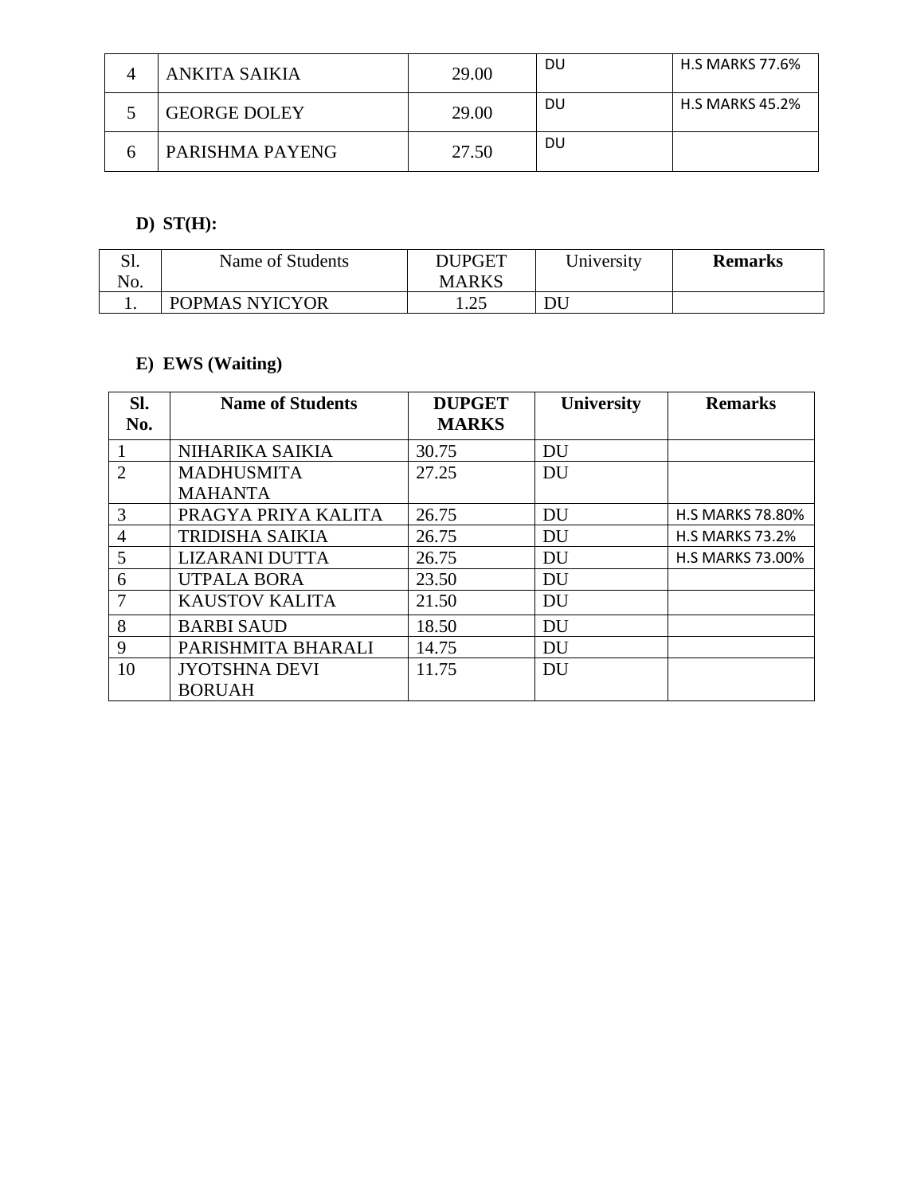| 4 | ANKITA SAIKIA | 29.00 | DU | H.S MARKS 77.6% |
|---|---|---|---|---|
| 5 | GEORGE DOLEY | 29.00 | DU | H.S MARKS 45.2% |
| 6 | PARISHMA PAYENG | 27.50 | DU | |

**D) ST(H):**

| Sl. No. | Name of Students | DUPGET MARKS | University | **Remarks** |
|---|---|---|---|---|
| 1. | POPMAS NYICYOR | 1.25 | DU | |

**E) EWS (Waiting)**

| **Sl. No.** | **Name of Students** | **DUPGET MARKS** | **University** | **Remarks** |
|---|---|---|---|---|
| 1 | NIHARIKA SAIKIA | 30.75 | DU | |
| 2 | MADHUSMITA MAHANTA | 27.25 | DU | |
| 3 | PRAGYA PRIYA KALITA | 26.75 | DU | H.S MARKS 78.80% |
| 4 | TRIDISHA SAIKIA | 26.75 | DU | H.S MARKS 73.2% |
| 5 | LIZARANI DUTTA | 26.75 | DU | H.S MARKS 73.00% |
| 6 | UTPALA BORA | 23.50 | DU | |
| 7 | KAUSTOV KALITA | 21.50 | DU | |
| 8 | BARBI SAUD | 18.50 | DU | |
| 9 | PARISHMITA BHARALI | 14.75 | DU | |
| 10 | JYOTSHNA DEVI BORUAH | 11.75 | DU | |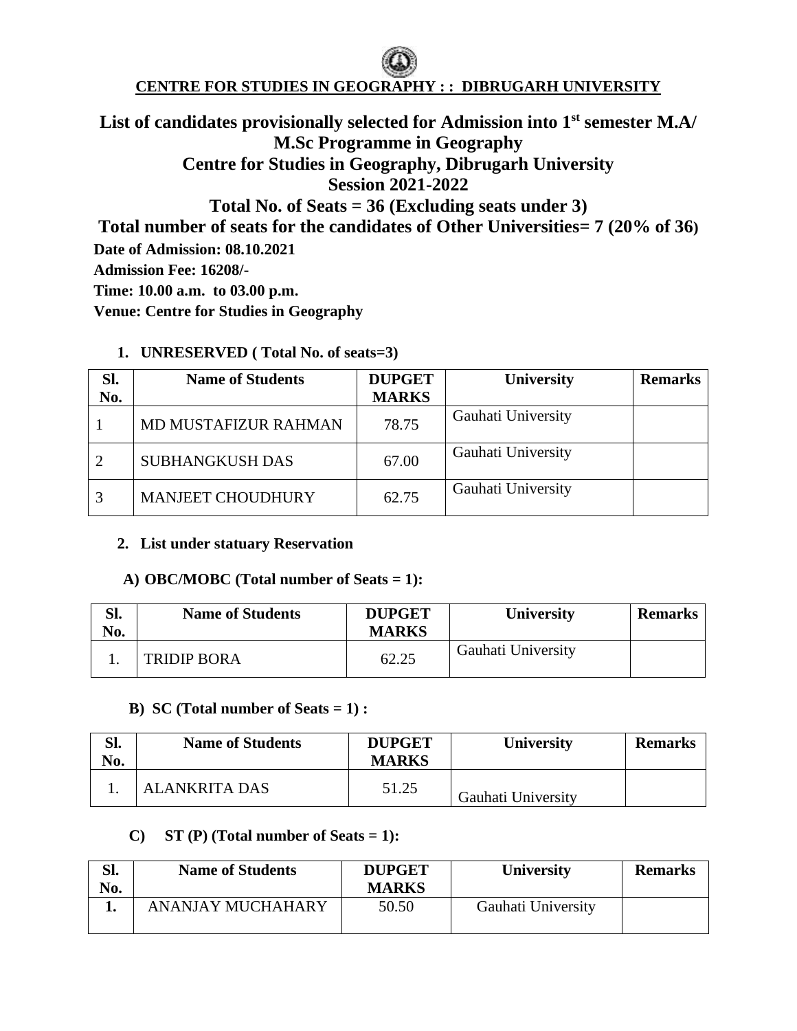**CENTRE FOR STUDIES IN GEOGRAPHY : : DIBRUGARH UNIVERSITY**

# List of candidates provisionally selected for Admission into 1st semester M.A/ M.Sc Programme in Geography

## Centre for Studies in Geography, Dibrugarh University

## Session 2021-2022

## Total No. of Seats = 36 (Excluding seats under 3)

## Total number of seats for the candidates of Other Universities= 7 (20% of 36)

**Date of Admission: 08.10.2021**

**Admission Fee: 16208/-**

**Time: 10.00 a.m. to 03.00 p.m.**

**Venue: Centre for Studies in Geography**

**1. UNRESERVED ( Total No. of seats=3)**

| Sl. No. | Name of Students | DUPGET MARKS | University | Remarks |
|---|---|---|---|---|
| 1 | MD MUSTAFIZUR RAHMAN | 78.75 | Gauhati University | |
| 2 | SUBHANGKUSH DAS | 67.00 | Gauhati University | |
| 3 | MANJEET CHOUDHURY | 62.75 | Gauhati University | |

**2. List under statuary Reservation**

**A) OBC/MOBC (Total number of Seats = 1):**

| Sl. No. | Name of Students | DUPGET MARKS | University | Remarks |
|---|---|---|---|---|
| 1. | TRIDIP BORA | 62.25 | Gauhati University | |

**B) SC (Total number of Seats = 1) :**

| Sl. No. | Name of Students | DUPGET MARKS | University | Remarks |
|---|---|---|---|---|
| 1. | ALANKRITA DAS | 51.25 | Gauhati University | |

**C) ST (P) (Total number of Seats = 1):**

| Sl. No. | Name of Students | DUPGET MARKS | University | Remarks |
|---|---|---|---|---|
| 1. | ANANJAY MUCHAHARY | 50.50 | Gauhati University | |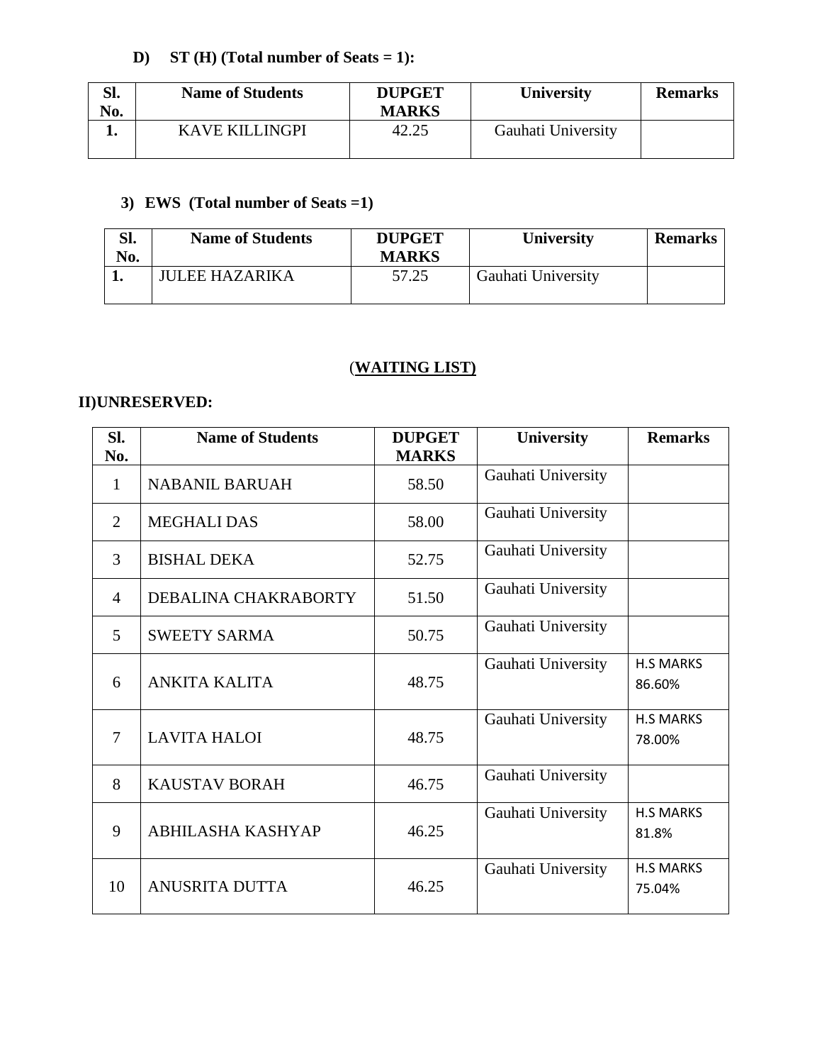**D) ST (H) (Total number of Seats = 1):**

| Sl. No. | Name of Students | DUPGET MARKS | University | Remarks |
|---|---|---|---|---|
| 1. | KAVE KILLINGPI | 42.25 | Gauhati University | |

**3) EWS (Total number of Seats =1)**

| Sl. No. | Name of Students | DUPGET MARKS | University | Remarks |
|---|---|---|---|---|
| 1. | JULEE HAZARIKA | 57.25 | Gauhati University | |

## (WAITING LIST)

**II)UNRESERVED:**

| Sl. No. | Name of Students | DUPGET MARKS | University | Remarks |
|---|---|---|---|---|
| 1 | NABANIL BARUAH | 58.50 | Gauhati University | |
| 2 | MEGHALI DAS | 58.00 | Gauhati University | |
| 3 | BISHAL DEKA | 52.75 | Gauhati University | |
| 4 | DEBALINA CHAKRABORTY | 51.50 | Gauhati University | |
| 5 | SWEETY SARMA | 50.75 | Gauhati University | |
| 6 | ANKITA KALITA | 48.75 | Gauhati University | H.S MARKS 86.60% |
| 7 | LAVITA HALOI | 48.75 | Gauhati University | H.S MARKS 78.00% |
| 8 | KAUSTAV BORAH | 46.75 | Gauhati University | |
| 9 | ABHILASHA KASHYAP | 46.25 | Gauhati University | H.S MARKS 81.8% |
| 10 | ANUSRITA DUTTA | 46.25 | Gauhati University | H.S MARKS 75.04% |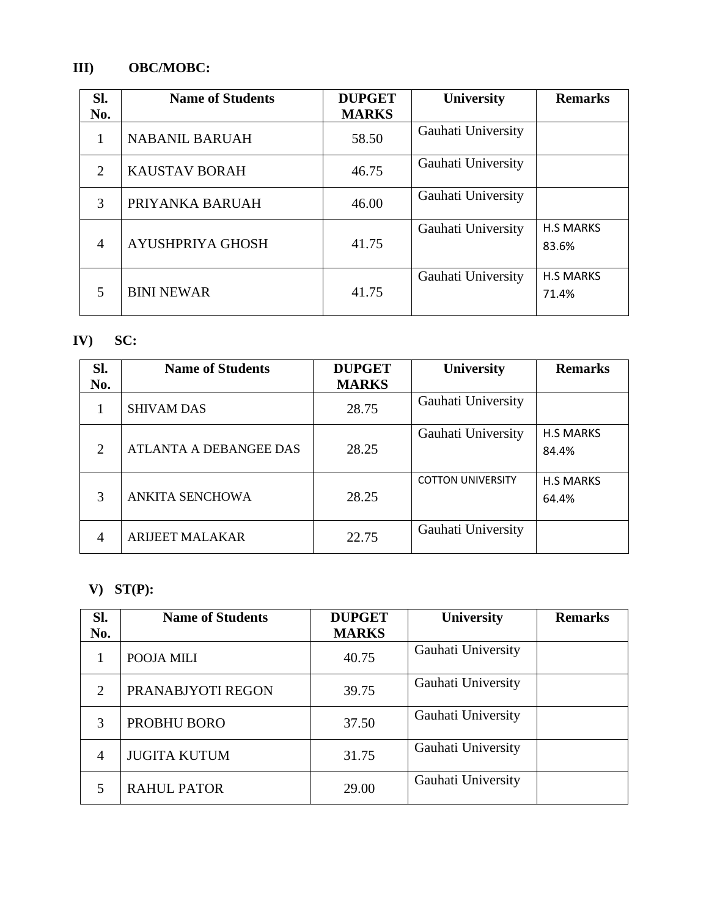### III) OBC/MOBC:

| Sl. No. | Name of Students | DUPGET MARKS | University | Remarks |
|---|---|---|---|---|
| 1 | NABANIL BARUAH | 58.50 | Gauhati University | |
| 2 | KAUSTAV BORAH | 46.75 | Gauhati University | |
| 3 | PRIYANKA BARUAH | 46.00 | Gauhati University | |
| 4 | AYUSHPRIYA GHOSH | 41.75 | Gauhati University | H.S MARKS 83.6% |
| 5 | BINI NEWAR | 41.75 | Gauhati University | H.S MARKS 71.4% |

### IV) SC:

| Sl. No. | Name of Students | DUPGET MARKS | University | Remarks |
|---|---|---|---|---|
| 1 | SHIVAM DAS | 28.75 | Gauhati University | |
| 2 | ATLANTA A DEBANGEE DAS | 28.25 | Gauhati University | H.S MARKS 84.4% |
| 3 | ANKITA SENCHOWA | 28.25 | COTTON UNIVERSITY | H.S MARKS 64.4% |
| 4 | ARIJEET MALAKAR | 22.75 | Gauhati University | |

### V) ST(P):

| Sl. No. | Name of Students | DUPGET MARKS | University | Remarks |
|---|---|---|---|---|
| 1 | POOJA MILI | 40.75 | Gauhati University | |
| 2 | PRANABJYOTI REGON | 39.75 | Gauhati University | |
| 3 | PROBHU BORO | 37.50 | Gauhati University | |
| 4 | JUGITA KUTUM | 31.75 | Gauhati University | |
| 5 | RAHUL PATOR | 29.00 | Gauhati University | |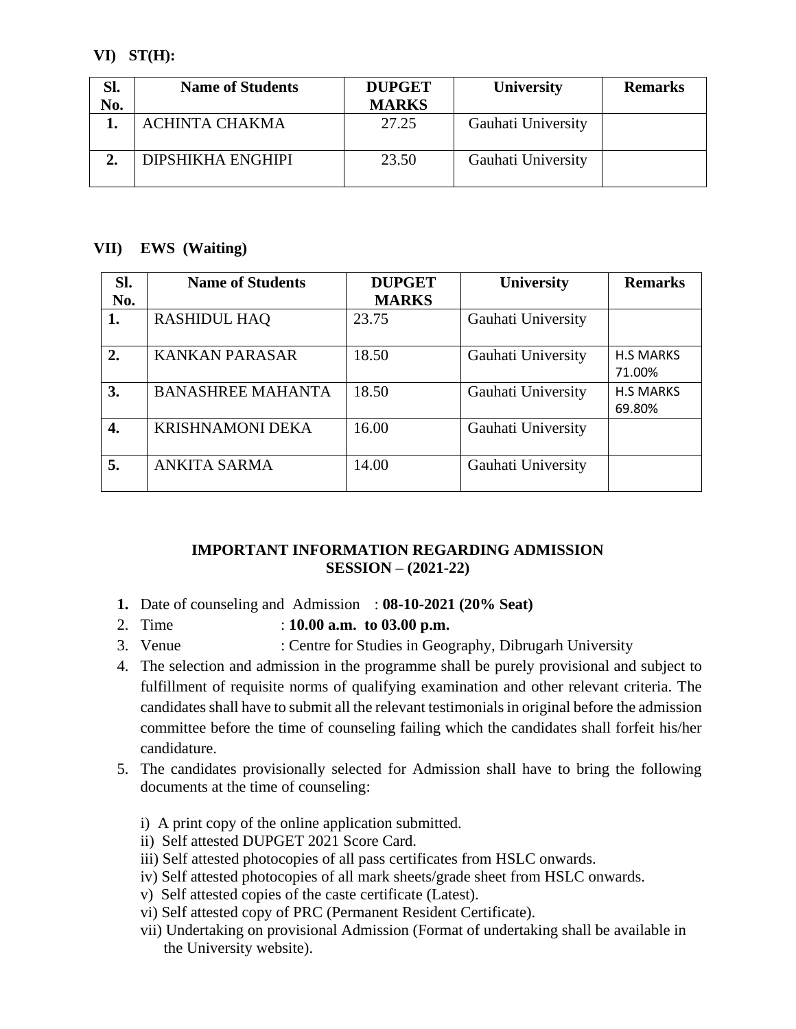**VI) ST(H):**

| Sl. No. | Name of Students | DUPGET MARKS | University | Remarks |
|---|---|---|---|---|
| 1. | ACHINTA CHAKMA | 27.25 | Gauhati University | |
| 2. | DIPSHIKHA ENGHIPI | 23.50 | Gauhati University | |

**VII) EWS (Waiting)**

| Sl. No. | Name of Students | DUPGET MARKS | University | Remarks |
|---|---|---|---|---|
| 1. | RASHIDUL HAQ | 23.75 | Gauhati University | |
| 2. | KANKAN PARASAR | 18.50 | Gauhati University | H.S MARKS 71.00% |
| 3. | BANASHREE MAHANTA | 18.50 | Gauhati University | H.S MARKS 69.80% |
| 4. | KRISHNAMONI DEKA | 16.00 | Gauhati University | |
| 5. | ANKITA SARMA | 14.00 | Gauhati University | |

**IMPORTANT INFORMATION REGARDING ADMISSION**
**SESSION – (2021-22)**

1. Date of counseling and Admission : **08-10-2021 (20% Seat)**
2. Time : **10.00 a.m. to 03.00 p.m.**
3. Venue : Centre for Studies in Geography, Dibrugarh University
4. The selection and admission in the programme shall be purely provisional and subject to fulfillment of requisite norms of qualifying examination and other relevant criteria. The candidates shall have to submit all the relevant testimonials in original before the admission committee before the time of counseling failing which the candidates shall forfeit his/her candidature.
5. The candidates provisionally selected for Admission shall have to bring the following documents at the time of counseling:

   i) A print copy of the online application submitted.
   ii) Self attested DUPGET 2021 Score Card.
   iii) Self attested photocopies of all pass certificates from HSLC onwards.
   iv) Self attested photocopies of all mark sheets/grade sheet from HSLC onwards.
   v) Self attested copies of the caste certificate (Latest).
   vi) Self attested copy of PRC (Permanent Resident Certificate).
   vii) Undertaking on provisional Admission (Format of undertaking shall be available in the University website).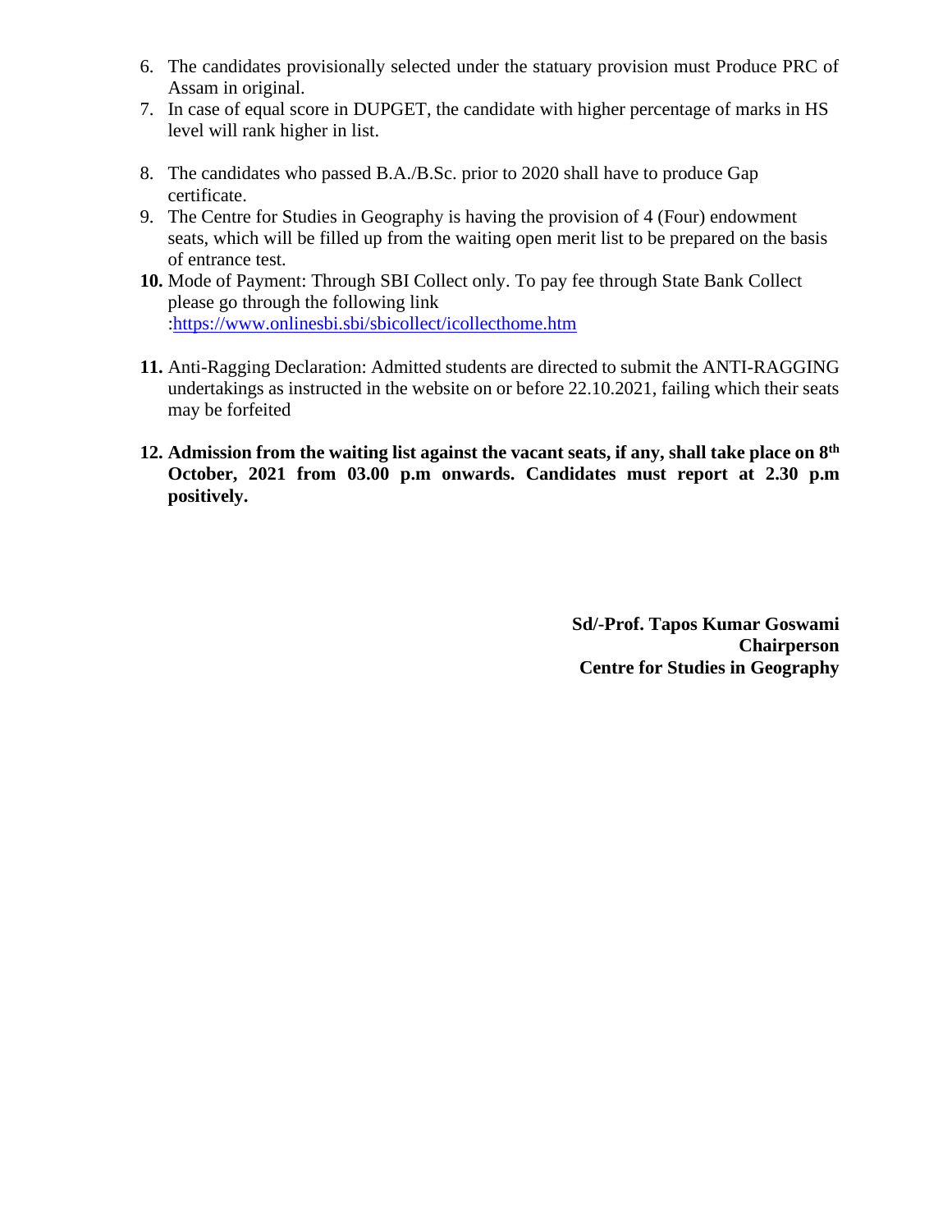6. The candidates provisionally selected under the statuary provision must Produce PRC of Assam in original.
7. In case of equal score in DUPGET, the candidate with higher percentage of marks in HS level will rank higher in list.
8. The candidates who passed B.A./B.Sc. prior to 2020 shall have to produce Gap certificate.
9. The Centre for Studies in Geography is having the provision of 4 (Four) endowment seats, which will be filled up from the waiting open merit list to be prepared on the basis of entrance test.
10. Mode of Payment: Through SBI Collect only. To pay fee through State Bank Collect please go through the following link :https://www.onlinesbi.sbi/sbicollect/icollecthome.htm
11. Anti-Ragging Declaration: Admitted students are directed to submit the ANTI-RAGGING undertakings as instructed in the website on or before 22.10.2021, failing which their seats may be forfeited
12. **Admission from the waiting list against the vacant seats, if any, shall take place on 8th October, 2021 from 03.00 p.m onwards. Candidates must report at 2.30 p.m positively.**

**Sd/-Prof. Tapos Kumar Goswami**
**Chairperson**
**Centre for Studies in Geography**